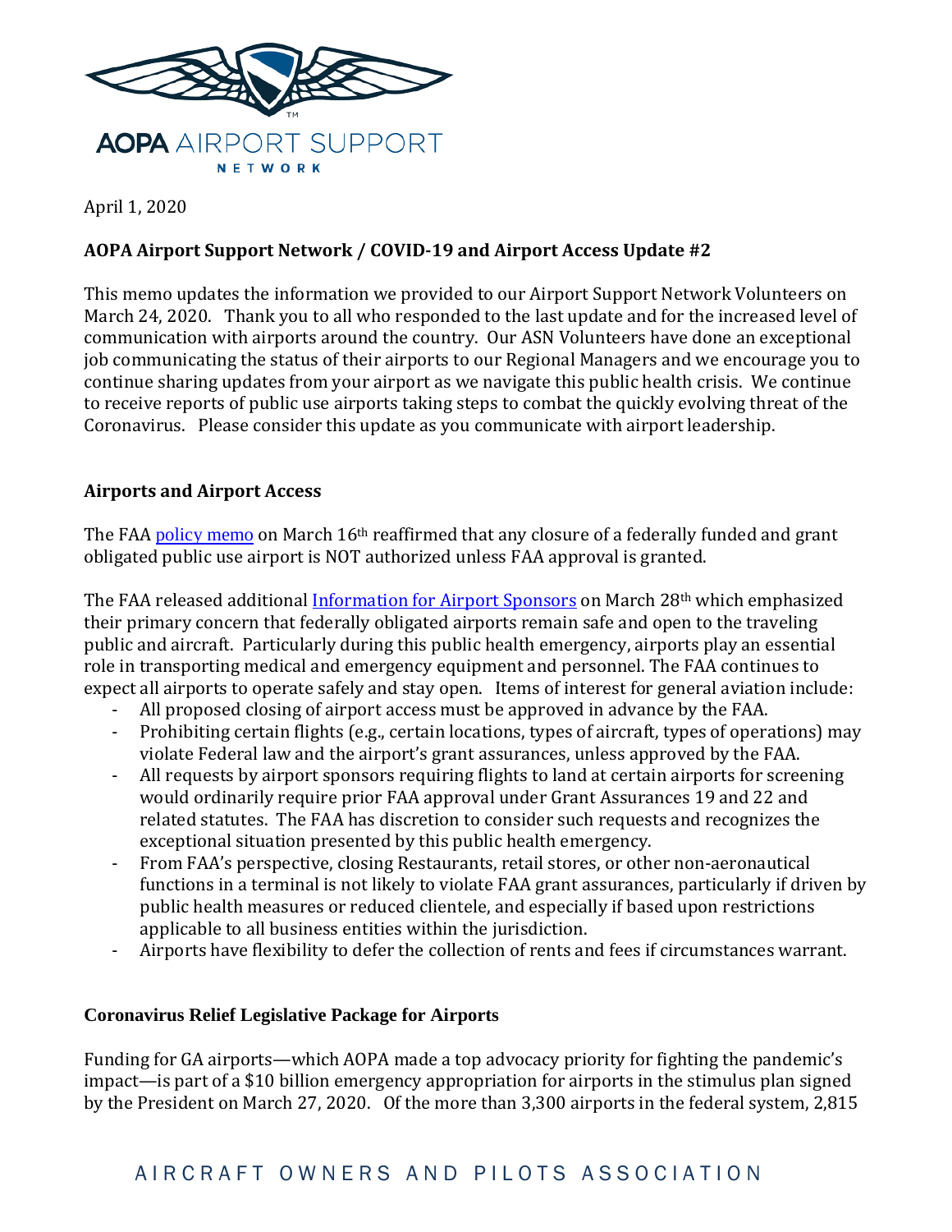AOPA AIRPORT SUPPORT NETWORK

April 1, 2020

**AOPA Airport Support Network / COVID-19 and Airport Access Update #2**

This memo updates the information we provided to our Airport Support Network Volunteers on March 24, 2020. Thank you to all who responded to the last update and for the increased level of communication with airports around the country. Our ASN Volunteers have done an exceptional job communicating the status of their airports to our Regional Managers and we encourage you to continue sharing updates from your airport as we navigate this public health crisis. We continue to receive reports of public use airports taking steps to combat the quickly evolving threat of the Coronavirus. Please consider this update as you communicate with airport leadership.

## Airports and Airport Access

The FAA policy memo on March 16th reaffirmed that any closure of a federally funded and grant obligated public use airport is NOT authorized unless FAA approval is granted.

The FAA released additional Information for Airport Sponsors on March 28th which emphasized their primary concern that federally obligated airports remain safe and open to the traveling public and aircraft. Particularly during this public health emergency, airports play an essential role in transporting medical and emergency equipment and personnel. The FAA continues to expect all airports to operate safely and stay open. Items of interest for general aviation include:

- All proposed closing of airport access must be approved in advance by the FAA.
- Prohibiting certain flights (e.g., certain locations, types of aircraft, types of operations) may violate Federal law and the airport's grant assurances, unless approved by the FAA.
- All requests by airport sponsors requiring flights to land at certain airports for screening would ordinarily require prior FAA approval under Grant Assurances 19 and 22 and related statutes. The FAA has discretion to consider such requests and recognizes the exceptional situation presented by this public health emergency.
- From FAA's perspective, closing Restaurants, retail stores, or other non-aeronautical functions in a terminal is not likely to violate FAA grant assurances, particularly if driven by public health measures or reduced clientele, and especially if based upon restrictions applicable to all business entities within the jurisdiction.
- Airports have flexibility to defer the collection of rents and fees if circumstances warrant.

## Coronavirus Relief Legislative Package for Airports

Funding for GA airports—which AOPA made a top advocacy priority for fighting the pandemic's impact—is part of a $10 billion emergency appropriation for airports in the stimulus plan signed by the President on March 27, 2020. Of the more than 3,300 airports in the federal system, 2,815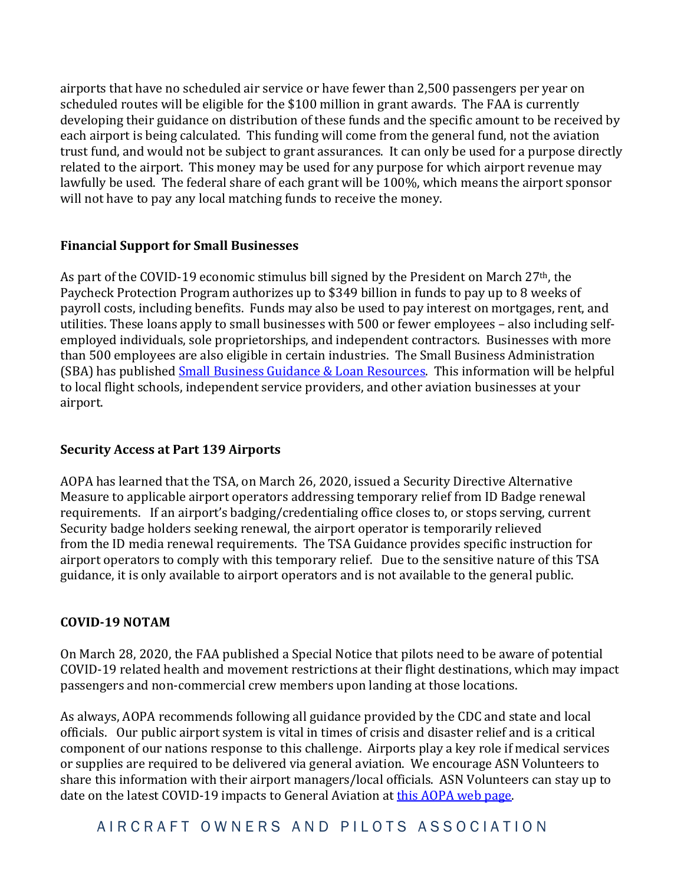airports that have no scheduled air service or have fewer than 2,500 passengers per year on scheduled routes will be eligible for the $100 million in grant awards. The FAA is currently developing their guidance on distribution of these funds and the specific amount to be received by each airport is being calculated. This funding will come from the general fund, not the aviation trust fund, and would not be subject to grant assurances. It can only be used for a purpose directly related to the airport. This money may be used for any purpose for which airport revenue may lawfully be used. The federal share of each grant will be 100%, which means the airport sponsor will not have to pay any local matching funds to receive the money.

**Financial Support for Small Businesses**

As part of the COVID-19 economic stimulus bill signed by the President on March 27th, the Paycheck Protection Program authorizes up to $349 billion in funds to pay up to 8 weeks of payroll costs, including benefits. Funds may also be used to pay interest on mortgages, rent, and utilities. These loans apply to small businesses with 500 or fewer employees – also including self-employed individuals, sole proprietorships, and independent contractors. Businesses with more than 500 employees are also eligible in certain industries. The Small Business Administration (SBA) has published [Small Business Guidance & Loan Resources](). This information will be helpful to local flight schools, independent service providers, and other aviation businesses at your airport.

**Security Access at Part 139 Airports**

AOPA has learned that the TSA, on March 26, 2020, issued a Security Directive Alternative Measure to applicable airport operators addressing temporary relief from ID Badge renewal requirements. If an airport's badging/credentialing office closes to, or stops serving, current Security badge holders seeking renewal, the airport operator is temporarily relieved from the ID media renewal requirements. The TSA Guidance provides specific instruction for airport operators to comply with this temporary relief. Due to the sensitive nature of this TSA guidance, it is only available to airport operators and is not available to the general public.

**COVID-19 NOTAM**

On March 28, 2020, the FAA published a Special Notice that pilots need to be aware of potential COVID-19 related health and movement restrictions at their flight destinations, which may impact passengers and non-commercial crew members upon landing at those locations.

As always, AOPA recommends following all guidance provided by the CDC and state and local officials. Our public airport system is vital in times of crisis and disaster relief and is a critical component of our nations response to this challenge. Airports play a key role if medical services or supplies are required to be delivered via general aviation. We encourage ASN Volunteers to share this information with their airport managers/local officials. ASN Volunteers can stay up to date on the latest COVID-19 impacts to General Aviation at [this AOPA web page]().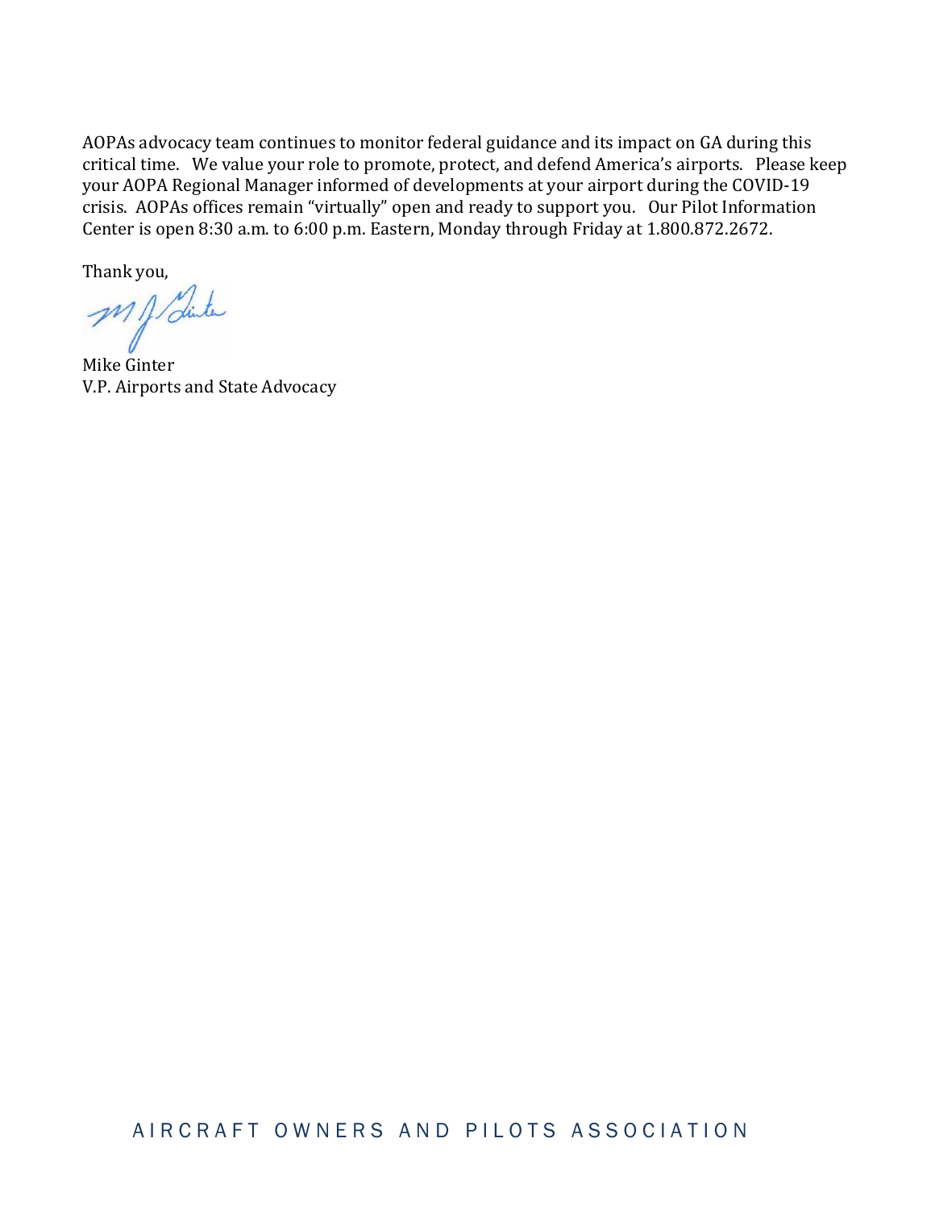AOPAs advocacy team continues to monitor federal guidance and its impact on GA during this critical time. We value your role to promote, protect, and defend America's airports. Please keep your AOPA Regional Manager informed of developments at your airport during the COVID-19 crisis. AOPAs offices remain "virtually" open and ready to support you. Our Pilot Information Center is open 8:30 a.m. to 6:00 p.m. Eastern, Monday through Friday at 1.800.872.2672.

Thank you,

Mike Ginter
V.P. Airports and State Advocacy